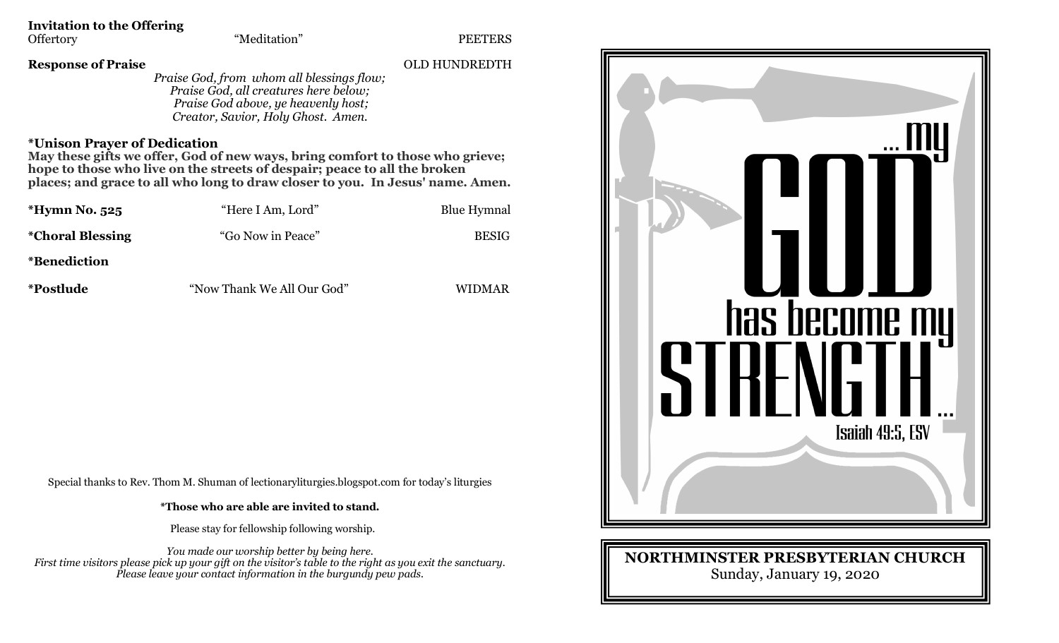**Invitation to the Offering**

Offertory — "Meditation" — PEETERS

**Response of Praise** — OLD HUNDREDTH

*Praise God, from whom all blessings flow;*
*Praise God, all creatures here below;*
*Praise God above, ye heavenly host;*
*Creator, Savior, Holy Ghost. Amen.*

**\*Unison Prayer of Dedication**

**May these gifts we offer, God of new ways, bring comfort to those who grieve; hope to those who live on the streets of despair; peace to all the broken places; and grace to all who long to draw closer to you. In Jesus' name. Amen.**

**\*Hymn No. 525** — "Here I Am, Lord" — Blue Hymnal

**\*Choral Blessing** — "Go Now in Peace" — BESIG

**\*Benediction**

**\*Postlude** — "Now Thank We All Our God" — WIDMAR

Special thanks to Rev. Thom M. Shuman of lectionaryliturgies.blogspot.com for today's liturgies

**\*Those who are able are invited to stand.**

Please stay for fellowship following worship.

*You made our worship better by being here.*
*First time visitors please pick up your gift on the visitor's table to the right as you exit the sanctuary.*
*Please leave your contact information in the burgundy pew pads.*

...my GOD has become my STRENGTH...

Isaiah 49:5, ESV

**NORTHMINSTER PRESBYTERIAN CHURCH**

Sunday, January 19, 2020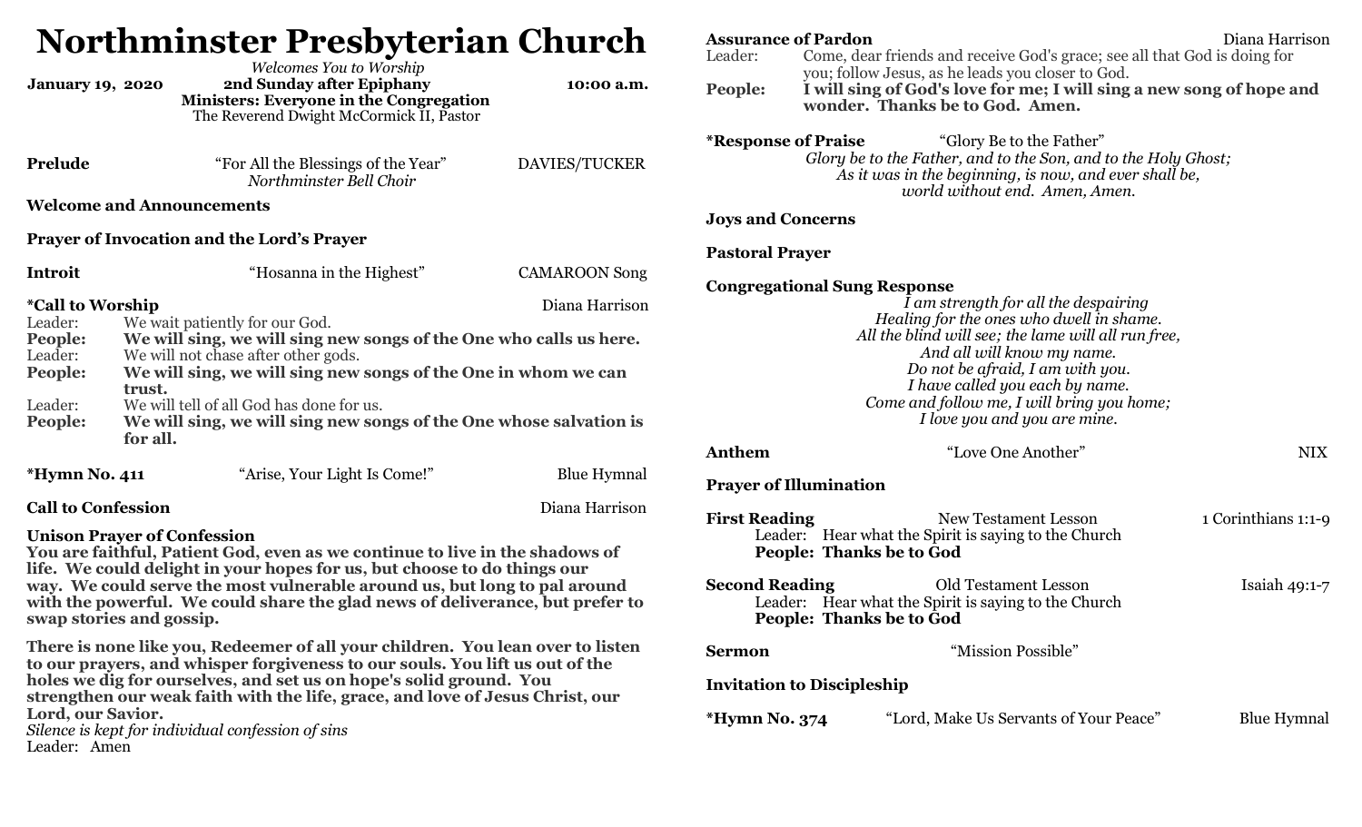# Northminster Presbyterian Church

*Welcomes You to Worship*

**January 19, 2020** — **2nd Sunday after Epiphany** — **10:00 a.m.**

**Ministers: Everyone in the Congregation**

The Reverend Dwight McCormick II, Pastor

**Prelude** — "For All the Blessings of the Year" — DAVIES/TUCKER
*Northminster Bell Choir*

**Welcome and Announcements**

**Prayer of Invocation and the Lord's Prayer**

**Introit** — "Hosanna in the Highest" — CAMAROON Song

**\*Call to Worship** — Diana Harrison

Leader: We wait patiently for our God.
**People: We will sing, we will sing new songs of the One who calls us here.**
Leader: We will not chase after other gods.
**People: We will sing, we will sing new songs of the One in whom we can trust.**
Leader: We will tell of all God has done for us.
**People: We will sing, we will sing new songs of the One whose salvation is for all.**

**\*Hymn No. 411** — "Arise, Your Light Is Come!" — Blue Hymnal

**Call to Confession** — Diana Harrison

**Unison Prayer of Confession**

**You are faithful, Patient God, even as we continue to live in the shadows of life. We could delight in your hopes for us, but choose to do things our way. We could serve the most vulnerable around us, but long to pal around with the powerful. We could share the glad news of deliverance, but prefer to swap stories and gossip.**

**There is none like you, Redeemer of all your children. You lean over to listen to our prayers, and whisper forgiveness to our souls. You lift us out of the holes we dig for ourselves, and set us on hope's solid ground. You strengthen our weak faith with the life, grace, and love of Jesus Christ, our Lord, our Savior.**

*Silence is kept for individual confession of sins*

Leader: Amen

**Assurance of Pardon** — Diana Harrison

Leader: Come, dear friends and receive God's grace; see all that God is doing for you; follow Jesus, as he leads you closer to God.
**People: I will sing of God's love for me; I will sing a new song of hope and wonder. Thanks be to God. Amen.**

**\*Response of Praise** — "Glory Be to the Father"

*Glory be to the Father, and to the Son, and to the Holy Ghost;*
*As it was in the beginning, is now, and ever shall be,*
*world without end. Amen, Amen.*

**Joys and Concerns**

**Pastoral Prayer**

**Congregational Sung Response**

*I am strength for all the despairing*
*Healing for the ones who dwell in shame.*
*All the blind will see; the lame will all run free,*
*And all will know my name.*
*Do not be afraid, I am with you.*
*I have called you each by name.*
*Come and follow me, I will bring you home;*
*I love you and you are mine.*

**Anthem** — "Love One Another" — NIX

**Prayer of Illumination**

**First Reading** — New Testament Lesson — 1 Corinthians 1:1-9

Leader: Hear what the Spirit is saying to the Church
**People: Thanks be to God**

**Second Reading** — Old Testament Lesson — Isaiah 49:1-7

Leader: Hear what the Spirit is saying to the Church
**People: Thanks be to God**

**Sermon** — "Mission Possible"

**Invitation to Discipleship**

**\*Hymn No. 374** — "Lord, Make Us Servants of Your Peace" — Blue Hymnal